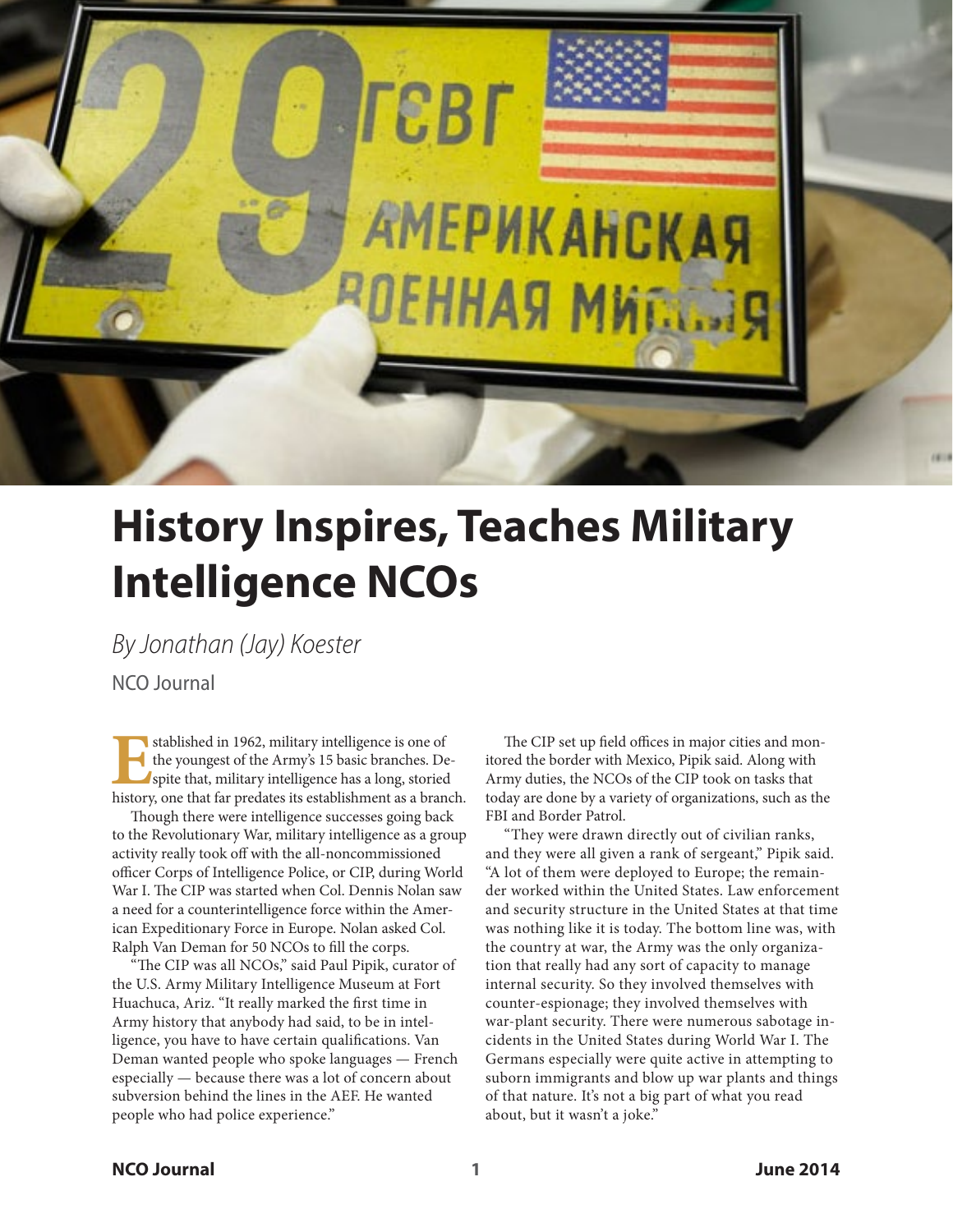# History Inspires, Teaches Military Intelligence NCOs

*By Jonathan (Jay) Koester*

NCO Journal

Established in 1962, military intelligence is one of the youngest of the Army's 15 basic branches. Despite that, military intelligence has a long, storied history, one that far predates its establishment as a branch.

Though there were intelligence successes going back to the Revolutionary War, military intelligence as a group activity really took off with the all-noncommissioned officer Corps of Intelligence Police, or CIP, during World War I. The CIP was started when Col. Dennis Nolan saw a need for a counterintelligence force within the American Expeditionary Force in Europe. Nolan asked Col. Ralph Van Deman for 50 NCOs to fill the corps.

"The CIP was all NCOs," said Paul Pipik, curator of the U.S. Army Military Intelligence Museum at Fort Huachuca, Ariz. "It really marked the first time in Army history that anybody had said, to be in intelligence, you have to have certain qualifications. Van Deman wanted people who spoke languages — French especially — because there was a lot of concern about subversion behind the lines in the AEF. He wanted people who had police experience."

The CIP set up field offices in major cities and monitored the border with Mexico, Pipik said. Along with Army duties, the NCOs of the CIP took on tasks that today are done by a variety of organizations, such as the FBI and Border Patrol.

"They were drawn directly out of civilian ranks, and they were all given a rank of sergeant," Pipik said. "A lot of them were deployed to Europe; the remainder worked within the United States. Law enforcement and security structure in the United States at that time was nothing like it is today. The bottom line was, with the country at war, the Army was the only organization that really had any sort of capacity to manage internal security. So they involved themselves with counter-espionage; they involved themselves with war-plant security. There were numerous sabotage incidents in the United States during World War I. The Germans especially were quite active in attempting to suborn immigrants and blow up war plants and things of that nature. It's not a big part of what you read about, but it wasn't a joke."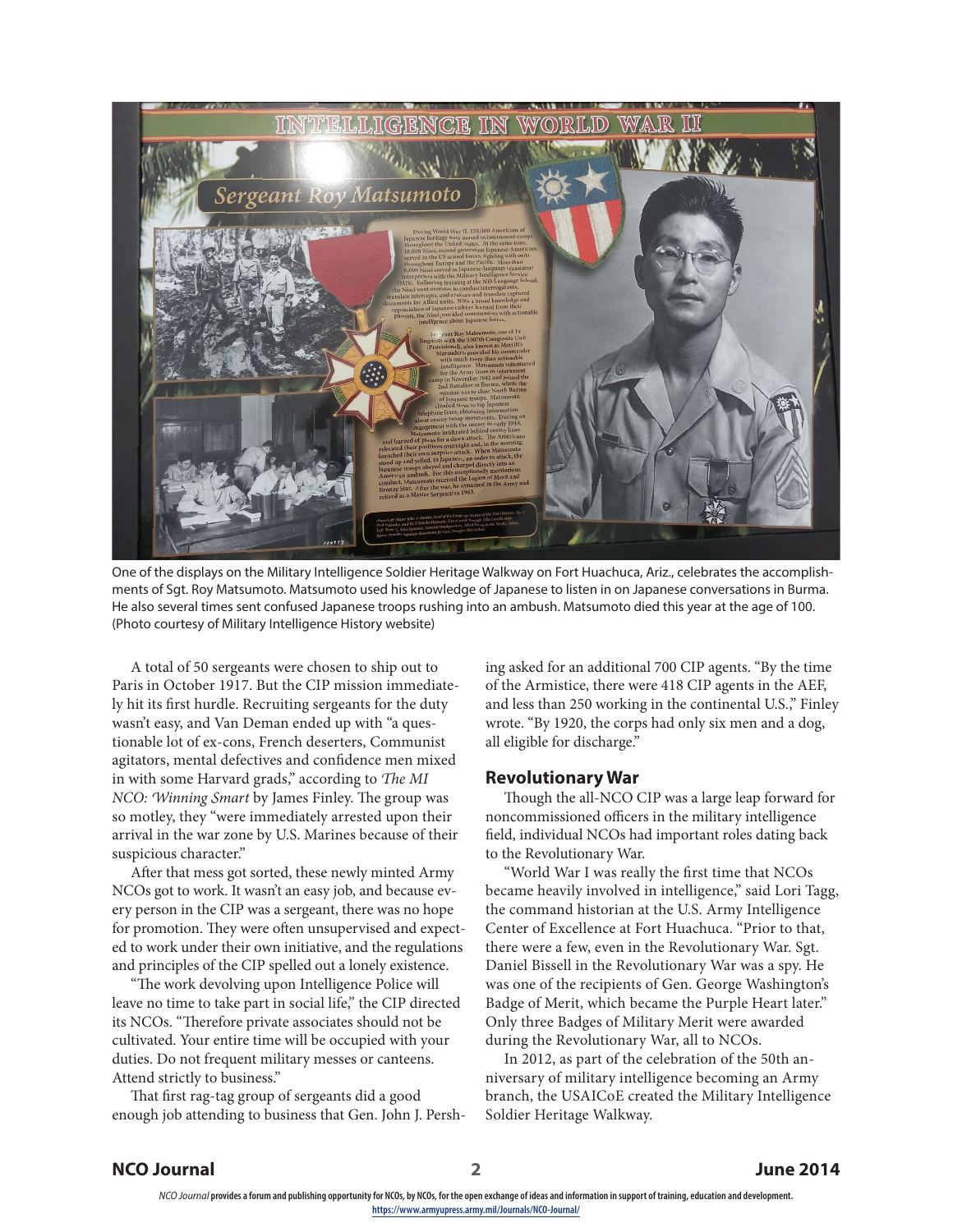One of the displays on the Military Intelligence Soldier Heritage Walkway on Fort Huachuca, Ariz., celebrates the accomplishments of Sgt. Roy Matsumoto. Matsumoto used his knowledge of Japanese to listen in on Japanese conversations in Burma. He also several times sent confused Japanese troops rushing into an ambush. Matsumoto died this year at the age of 100. (Photo courtesy of Military Intelligence History website)

A total of 50 sergeants were chosen to ship out to Paris in October 1917. But the CIP mission immediately hit its first hurdle. Recruiting sergeants for the duty wasn't easy, and Van Deman ended up with "a questionable lot of ex-cons, French deserters, Communist agitators, mental defectives and confidence men mixed in with some Harvard grads," according to *The MI NCO: Winning Smart* by James Finley. The group was so motley, they "were immediately arrested upon their arrival in the war zone by U.S. Marines because of their suspicious character."

After that mess got sorted, these newly minted Army NCOs got to work. It wasn't an easy job, and because every person in the CIP was a sergeant, there was no hope for promotion. They were often unsupervised and expected to work under their own initiative, and the regulations and principles of the CIP spelled out a lonely existence.

"The work devolving upon Intelligence Police will leave no time to take part in social life," the CIP directed its NCOs. "Therefore private associates should not be cultivated. Your entire time will be occupied with your duties. Do not frequent military messes or canteens. Attend strictly to business."

That first rag-tag group of sergeants did a good enough job attending to business that Gen. John J. Pershing asked for an additional 700 CIP agents. "By the time of the Armistice, there were 418 CIP agents in the AEF, and less than 250 working in the continental U.S.," Finley wrote. "By 1920, the corps had only six men and a dog, all eligible for discharge."

## Revolutionary War

Though the all-NCO CIP was a large leap forward for noncommissioned officers in the military intelligence field, individual NCOs had important roles dating back to the Revolutionary War.

"World War I was really the first time that NCOs became heavily involved in intelligence," said Lori Tagg, the command historian at the U.S. Army Intelligence Center of Excellence at Fort Huachuca. "Prior to that, there were a few, even in the Revolutionary War. Sgt. Daniel Bissell in the Revolutionary War was a spy. He was one of the recipients of Gen. George Washington's Badge of Merit, which became the Purple Heart later." Only three Badges of Military Merit were awarded during the Revolutionary War, all to NCOs.

In 2012, as part of the celebration of the 50th anniversary of military intelligence becoming an Army branch, the USAICoE created the Military Intelligence Soldier Heritage Walkway.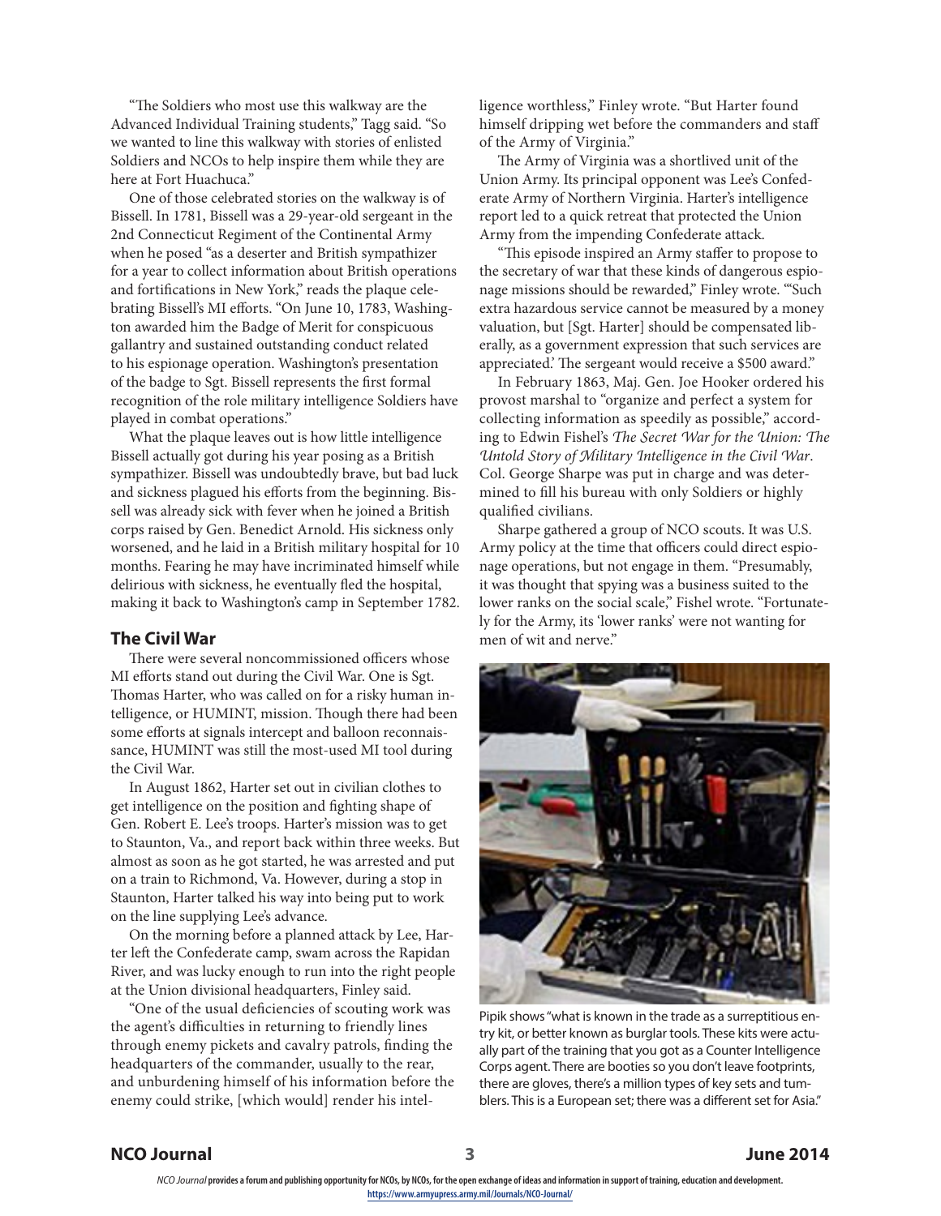"The Soldiers who most use this walkway are the Advanced Individual Training students," Tagg said. "So we wanted to line this walkway with stories of enlisted Soldiers and NCOs to help inspire them while they are here at Fort Huachuca."

One of those celebrated stories on the walkway is of Bissell. In 1781, Bissell was a 29-year-old sergeant in the 2nd Connecticut Regiment of the Continental Army when he posed "as a deserter and British sympathizer for a year to collect information about British operations and fortifications in New York," reads the plaque celebrating Bissell's MI efforts. "On June 10, 1783, Washington awarded him the Badge of Merit for conspicuous gallantry and sustained outstanding conduct related to his espionage operation. Washington's presentation of the badge to Sgt. Bissell represents the first formal recognition of the role military intelligence Soldiers have played in combat operations."

What the plaque leaves out is how little intelligence Bissell actually got during his year posing as a British sympathizer. Bissell was undoubtedly brave, but bad luck and sickness plagued his efforts from the beginning. Bissell was already sick with fever when he joined a British corps raised by Gen. Benedict Arnold. His sickness only worsened, and he laid in a British military hospital for 10 months. Fearing he may have incriminated himself while delirious with sickness, he eventually fled the hospital, making it back to Washington's camp in September 1782.

## The Civil War

There were several noncommissioned officers whose MI efforts stand out during the Civil War. One is Sgt. Thomas Harter, who was called on for a risky human intelligence, or HUMINT, mission. Though there had been some efforts at signals intercept and balloon reconnaissance, HUMINT was still the most-used MI tool during the Civil War.

In August 1862, Harter set out in civilian clothes to get intelligence on the position and fighting shape of Gen. Robert E. Lee's troops. Harter's mission was to get to Staunton, Va., and report back within three weeks. But almost as soon as he got started, he was arrested and put on a train to Richmond, Va. However, during a stop in Staunton, Harter talked his way into being put to work on the line supplying Lee's advance.

On the morning before a planned attack by Lee, Harter left the Confederate camp, swam across the Rapidan River, and was lucky enough to run into the right people at the Union divisional headquarters, Finley said.

"One of the usual deficiencies of scouting work was the agent's difficulties in returning to friendly lines through enemy pickets and cavalry patrols, finding the headquarters of the commander, usually to the rear, and unburdening himself of his information before the enemy could strike, [which would] render his intelligence worthless," Finley wrote. "But Harter found himself dripping wet before the commanders and staff of the Army of Virginia."

The Army of Virginia was a shortlived unit of the Union Army. Its principal opponent was Lee's Confederate Army of Northern Virginia. Harter's intelligence report led to a quick retreat that protected the Union Army from the impending Confederate attack.

"This episode inspired an Army staffer to propose to the secretary of war that these kinds of dangerous espionage missions should be rewarded," Finley wrote. "'Such extra hazardous service cannot be measured by a money valuation, but [Sgt. Harter] should be compensated liberally, as a government expression that such services are appreciated.' The sergeant would receive a $500 award."

In February 1863, Maj. Gen. Joe Hooker ordered his provost marshal to "organize and perfect a system for collecting information as speedily as possible," according to Edwin Fishel's *The Secret War for the Union: The Untold Story of Military Intelligence in the Civil War*. Col. George Sharpe was put in charge and was determined to fill his bureau with only Soldiers or highly qualified civilians.

Sharpe gathered a group of NCO scouts. It was U.S. Army policy at the time that officers could direct espionage operations, but not engage in them. "Presumably, it was thought that spying was a business suited to the lower ranks on the social scale," Fishel wrote. "Fortunately for the Army, its 'lower ranks' were not wanting for men of wit and nerve."

Pipik shows "what is known in the trade as a surreptitious entry kit, or better known as burglar tools. These kits were actually part of the training that you got as a Counter Intelligence Corps agent. There are booties so you don't leave footprints, there are gloves, there's a million types of key sets and tumblers. This is a European set; there was a different set for Asia."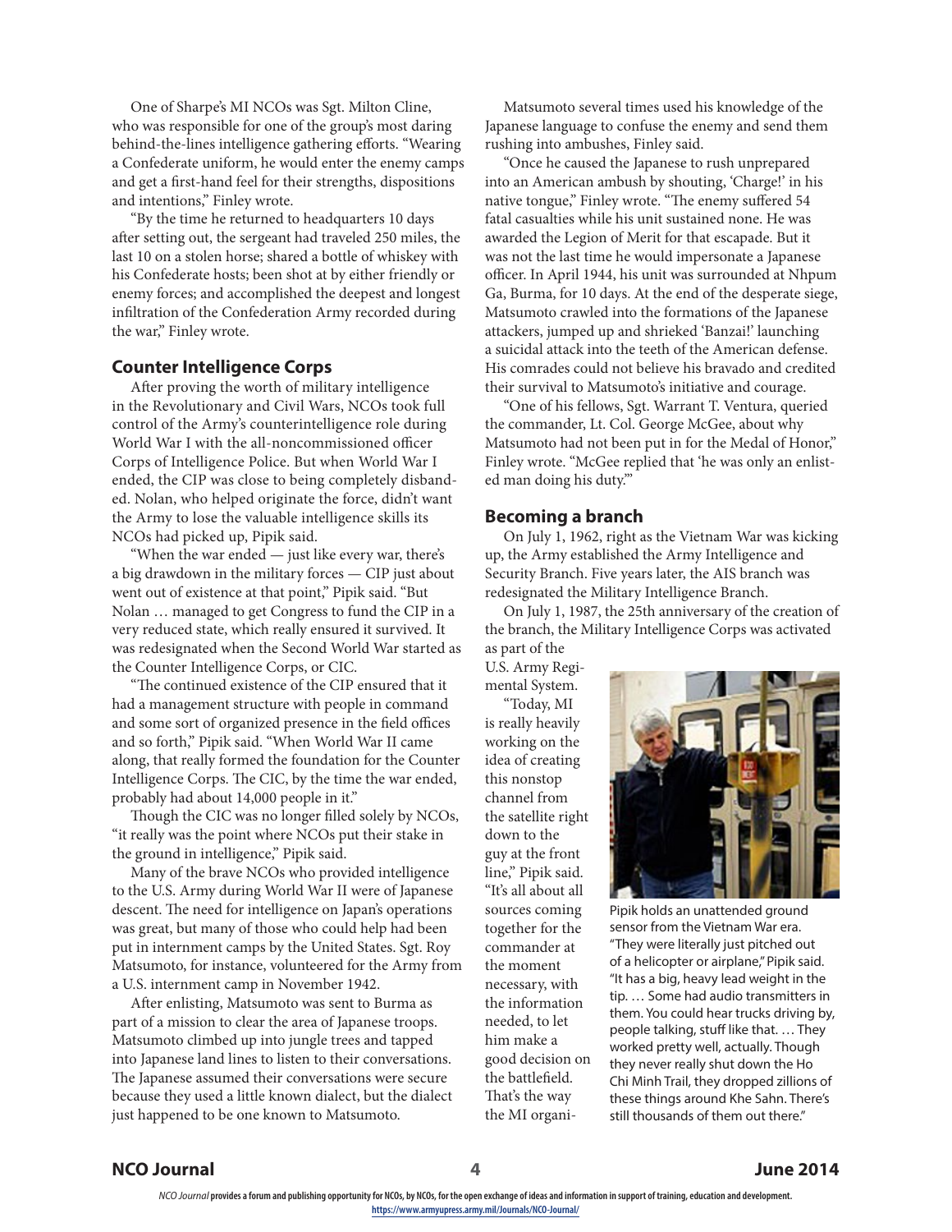One of Sharpe's MI NCOs was Sgt. Milton Cline, who was responsible for one of the group's most daring behind-the-lines intelligence gathering efforts. "Wearing a Confederate uniform, he would enter the enemy camps and get a first-hand feel for their strengths, dispositions and intentions," Finley wrote.

"By the time he returned to headquarters 10 days after setting out, the sergeant had traveled 250 miles, the last 10 on a stolen horse; shared a bottle of whiskey with his Confederate hosts; been shot at by either friendly or enemy forces; and accomplished the deepest and longest infiltration of the Confederation Army recorded during the war," Finley wrote.

## Counter Intelligence Corps

After proving the worth of military intelligence in the Revolutionary and Civil Wars, NCOs took full control of the Army's counterintelligence role during World War I with the all-noncommissioned officer Corps of Intelligence Police. But when World War I ended, the CIP was close to being completely disbanded. Nolan, who helped originate the force, didn't want the Army to lose the valuable intelligence skills its NCOs had picked up, Pipik said.

"When the war ended — just like every war, there's a big drawdown in the military forces — CIP just about went out of existence at that point," Pipik said. "But Nolan … managed to get Congress to fund the CIP in a very reduced state, which really ensured it survived. It was redesignated when the Second World War started as the Counter Intelligence Corps, or CIC.

"The continued existence of the CIP ensured that it had a management structure with people in command and some sort of organized presence in the field offices and so forth," Pipik said. "When World War II came along, that really formed the foundation for the Counter Intelligence Corps. The CIC, by the time the war ended, probably had about 14,000 people in it."

Though the CIC was no longer filled solely by NCOs, "it really was the point where NCOs put their stake in the ground in intelligence," Pipik said.

Many of the brave NCOs who provided intelligence to the U.S. Army during World War II were of Japanese descent. The need for intelligence on Japan's operations was great, but many of those who could help had been put in internment camps by the United States. Sgt. Roy Matsumoto, for instance, volunteered for the Army from a U.S. internment camp in November 1942.

After enlisting, Matsumoto was sent to Burma as part of a mission to clear the area of Japanese troops. Matsumoto climbed up into jungle trees and tapped into Japanese land lines to listen to their conversations. The Japanese assumed their conversations were secure because they used a little known dialect, but the dialect just happened to be one known to Matsumoto.

Matsumoto several times used his knowledge of the Japanese language to confuse the enemy and send them rushing into ambushes, Finley said.

"Once he caused the Japanese to rush unprepared into an American ambush by shouting, 'Charge!' in his native tongue," Finley wrote. "The enemy suffered 54 fatal casualties while his unit sustained none. He was awarded the Legion of Merit for that escapade. But it was not the last time he would impersonate a Japanese officer. In April 1944, his unit was surrounded at Nhpum Ga, Burma, for 10 days. At the end of the desperate siege, Matsumoto crawled into the formations of the Japanese attackers, jumped up and shrieked 'Banzai!' launching a suicidal attack into the teeth of the American defense. His comrades could not believe his bravado and credited their survival to Matsumoto's initiative and courage.

"One of his fellows, Sgt. Warrant T. Ventura, queried the commander, Lt. Col. George McGee, about why Matsumoto had not been put in for the Medal of Honor," Finley wrote. "McGee replied that 'he was only an enlisted man doing his duty.'"

## Becoming a branch

On July 1, 1962, right as the Vietnam War was kicking up, the Army established the Army Intelligence and Security Branch. Five years later, the AIS branch was redesignated the Military Intelligence Branch.

On July 1, 1987, the 25th anniversary of the creation of the branch, the Military Intelligence Corps was activated as part of the U.S. Army Regimental System.

"Today, MI is really heavily working on the idea of creating this nonstop channel from the satellite right down to the guy at the front line," Pipik said. "It's all about all sources coming together for the commander at the moment necessary, with the information needed, to let him make a good decision on the battlefield. That's the way the MI organi-

Pipik holds an unattended ground sensor from the Vietnam War era. "They were literally just pitched out of a helicopter or airplane," Pipik said. "It has a big, heavy lead weight in the tip. … Some had audio transmitters in them. You could hear trucks driving by, people talking, stuff like that. … They worked pretty well, actually. Though they never really shut down the Ho Chi Minh Trail, they dropped zillions of these things around Khe Sahn. There's still thousands of them out there."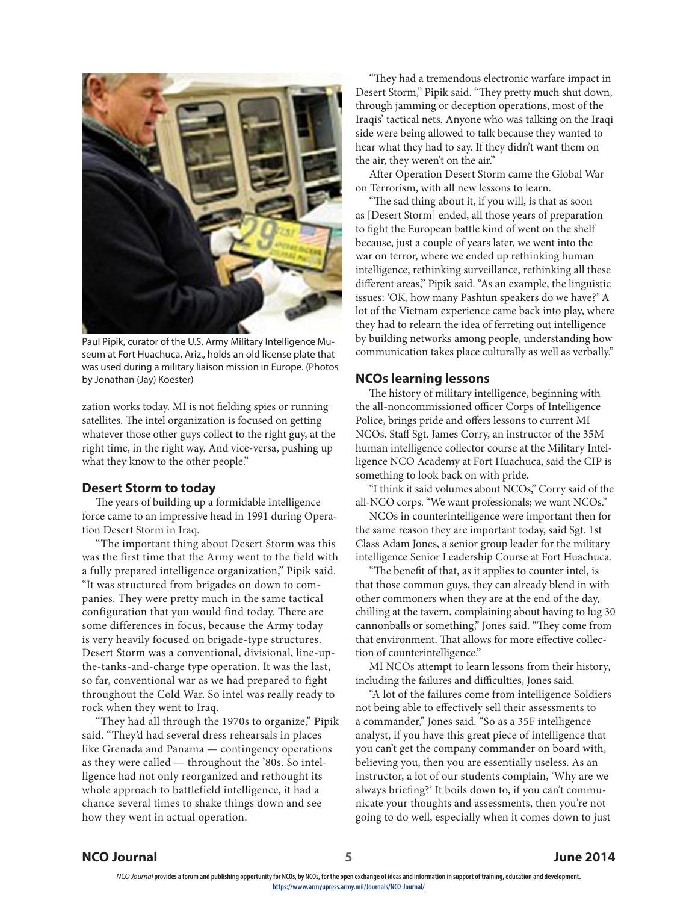Paul Pipik, curator of the U.S. Army Military Intelligence Museum at Fort Huachuca, Ariz., holds an old license plate that was used during a military liaison mission in Europe. (Photos by Jonathan (Jay) Koester)

zation works today. MI is not fielding spies or running satellites. The intel organization is focused on getting whatever those other guys collect to the right guy, at the right time, in the right way. And vice-versa, pushing up what they know to the other people."

### Desert Storm to today

The years of building up a formidable intelligence force came to an impressive head in 1991 during Operation Desert Storm in Iraq.

"The important thing about Desert Storm was this was the first time that the Army went to the field with a fully prepared intelligence organization," Pipik said. "It was structured from brigades on down to companies. They were pretty much in the same tactical configuration that you would find today. There are some differences in focus, because the Army today is very heavily focused on brigade-type structures. Desert Storm was a conventional, divisional, line-up-the-tanks-and-charge type operation. It was the last, so far, conventional war as we had prepared to fight throughout the Cold War. So intel was really ready to rock when they went to Iraq.

"They had all through the 1970s to organize," Pipik said. "They'd had several dress rehearsals in places like Grenada and Panama — contingency operations as they were called — throughout the '80s. So intelligence had not only reorganized and rethought its whole approach to battlefield intelligence, it had a chance several times to shake things down and see how they went in actual operation.

"They had a tremendous electronic warfare impact in Desert Storm," Pipik said. "They pretty much shut down, through jamming or deception operations, most of the Iraqis' tactical nets. Anyone who was talking on the Iraqi side were being allowed to talk because they wanted to hear what they had to say. If they didn't want them on the air, they weren't on the air."

After Operation Desert Storm came the Global War on Terrorism, with all new lessons to learn.

"The sad thing about it, if you will, is that as soon as [Desert Storm] ended, all those years of preparation to fight the European battle kind of went on the shelf because, just a couple of years later, we went into the war on terror, where we ended up rethinking human intelligence, rethinking surveillance, rethinking all these different areas," Pipik said. "As an example, the linguistic issues: 'OK, how many Pashtun speakers do we have?' A lot of the Vietnam experience came back into play, where they had to relearn the idea of ferreting out intelligence by building networks among people, understanding how communication takes place culturally as well as verbally."

### NCOs learning lessons

The history of military intelligence, beginning with the all-noncommissioned officer Corps of Intelligence Police, brings pride and offers lessons to current MI NCOs. Staff Sgt. James Corry, an instructor of the 35M human intelligence collector course at the Military Intelligence NCO Academy at Fort Huachuca, said the CIP is something to look back on with pride.

"I think it said volumes about NCOs," Corry said of the all-NCO corps. "We want professionals; we want NCOs."

NCOs in counterintelligence were important then for the same reason they are important today, said Sgt. 1st Class Adam Jones, a senior group leader for the military intelligence Senior Leadership Course at Fort Huachuca.

"The benefit of that, as it applies to counter intel, is that those common guys, they can already blend in with other commoners when they are at the end of the day, chilling at the tavern, complaining about having to lug 30 cannonballs or something," Jones said. "They come from that environment. That allows for more effective collection of counterintelligence."

MI NCOs attempt to learn lessons from their history, including the failures and difficulties, Jones said.

"A lot of the failures come from intelligence Soldiers not being able to effectively sell their assessments to a commander," Jones said. "So as a 35F intelligence analyst, if you have this great piece of intelligence that you can't get the company commander on board with, believing you, then you are essentially useless. As an instructor, a lot of our students complain, 'Why are we always briefing?' It boils down to, if you can't communicate your thoughts and assessments, then you're not going to do well, especially when it comes down to just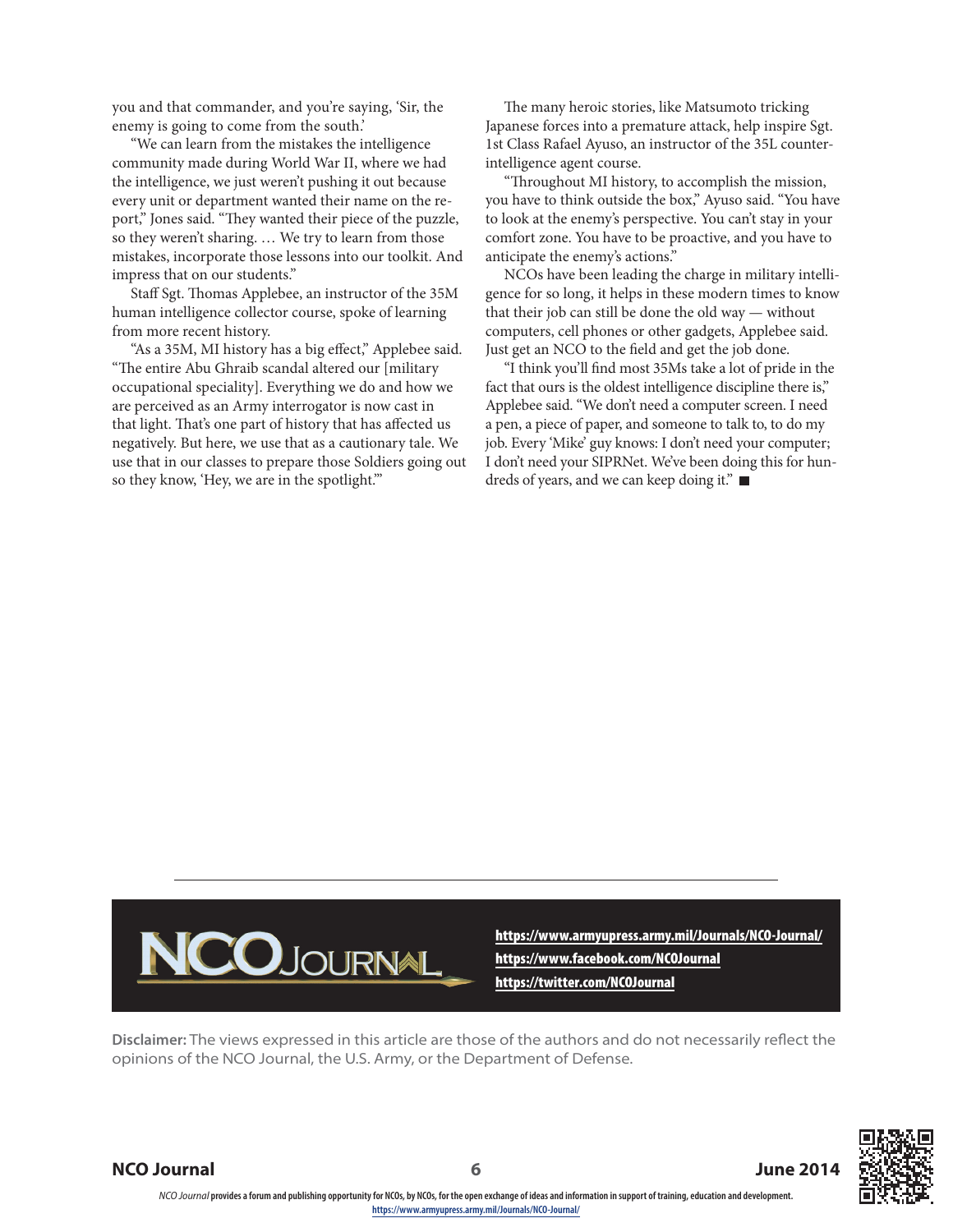you and that commander, and you're saying, 'Sir, the enemy is going to come from the south.'

"We can learn from the mistakes the intelligence community made during World War II, where we had the intelligence, we just weren't pushing it out because every unit or department wanted their name on the report," Jones said. "They wanted their piece of the puzzle, so they weren't sharing. … We try to learn from those mistakes, incorporate those lessons into our toolkit. And impress that on our students."

Staff Sgt. Thomas Applebee, an instructor of the 35M human intelligence collector course, spoke of learning from more recent history.

"As a 35M, MI history has a big effect," Applebee said. "The entire Abu Ghraib scandal altered our [military occupational speciality]. Everything we do and how we are perceived as an Army interrogator is now cast in that light. That's one part of history that has affected us negatively. But here, we use that as a cautionary tale. We use that in our classes to prepare those Soldiers going out so they know, 'Hey, we are in the spotlight.'"

The many heroic stories, like Matsumoto tricking Japanese forces into a premature attack, help inspire Sgt. 1st Class Rafael Ayuso, an instructor of the 35L counter-intelligence agent course.

"Throughout MI history, to accomplish the mission, you have to think outside the box," Ayuso said. "You have to look at the enemy's perspective. You can't stay in your comfort zone. You have to be proactive, and you have to anticipate the enemy's actions."

NCOs have been leading the charge in military intelligence for so long, it helps in these modern times to know that their job can still be done the old way — without computers, cell phones or other gadgets, Applebee said. Just get an NCO to the field and get the job done.

"I think you'll find most 35Ms take a lot of pride in the fact that ours is the oldest intelligence discipline there is," Applebee said. "We don't need a computer screen. I need a pen, a piece of paper, and someone to talk to, to do my job. Every 'Mike' guy knows: I don't need your computer; I don't need your SIPRNet. We've been doing this for hundreds of years, and we can keep doing it." ■

---

NCO JOURNAL

https://www.armyupress.army.mil/Journals/NCO-Journal/
https://www.facebook.com/NCOJournal
https://twitter.com/NCOJournal

**Disclaimer:** The views expressed in this article are those of the authors and do not necessarily reflect the opinions of the NCO Journal, the U.S. Army, or the Department of Defense.

*NCO Journal* provides a forum and publishing opportunity for NCOs, by NCOs, for the open exchange of ideas and information in support of training, education and development.
https://www.armyupress.army.mil/Journals/NCO-Journal/